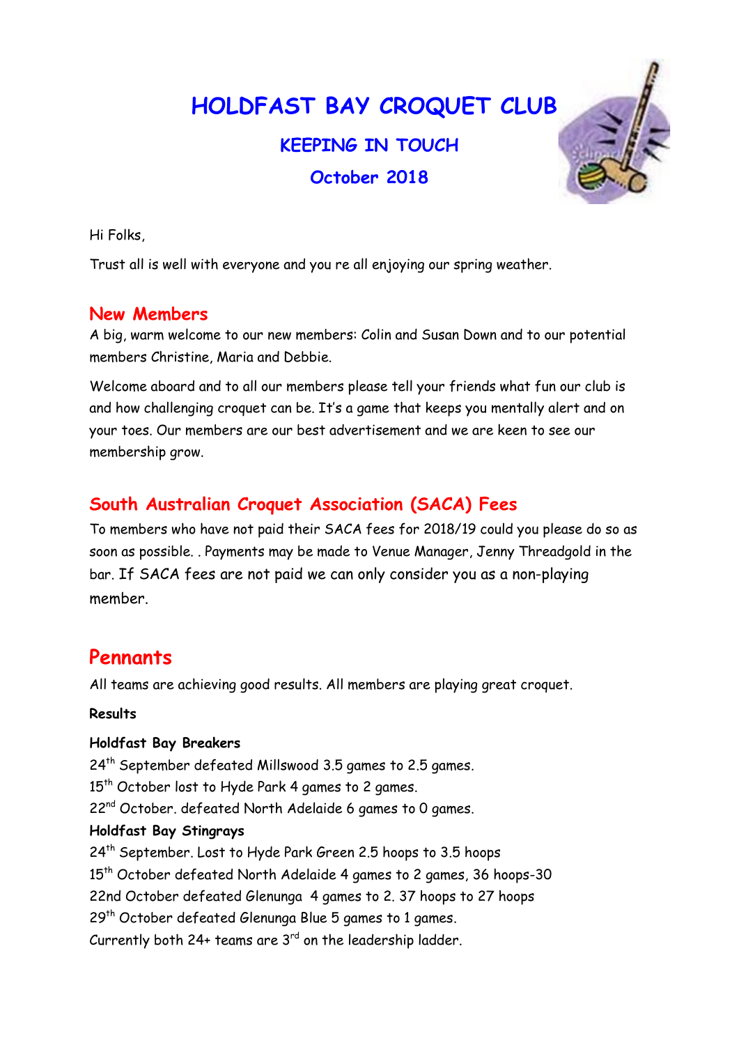# HOLDFAST BAY CROQUET CLUB

## KEEPING IN TOUCH

## October 2018

Hi Folks,

Trust all is well with everyone and you re all enjoying our spring weather.

## New Members

A big, warm welcome to our new members: Colin and Susan Down and to our potential members Christine, Maria and Debbie.

Welcome aboard and to all our members please tell your friends what fun our club is and how challenging croquet can be. It's a game that keeps you mentally alert and on your toes. Our members are our best advertisement and we are keen to see our membership grow.

## South Australian Croquet Association (SACA) Fees

To members who have not paid their SACA fees for 2018/19 could you please do so as soon as possible. . Payments may be made to Venue Manager, Jenny Threadgold in the bar. If SACA fees are not paid we can only consider you as a non-playing member.

## Pennants

All teams are achieving good results. All members are playing great croquet.

**Results**

**Holdfast Bay Breakers**
24th September defeated Millswood 3.5 games to 2.5 games.
15th October lost to Hyde Park 4 games to 2 games.
22nd October. defeated North Adelaide 6 games to 0 games.

**Holdfast Bay Stingrays**
24th September. Lost to Hyde Park Green 2.5 hoops to 3.5 hoops
15th October defeated North Adelaide 4 games to 2 games, 36 hoops-30
22nd October defeated Glenunga 4 games to 2. 37 hoops to 27 hoops
29th October defeated Glenunga Blue 5 games to 1 games.
Currently both 24+ teams are 3rd on the leadership ladder.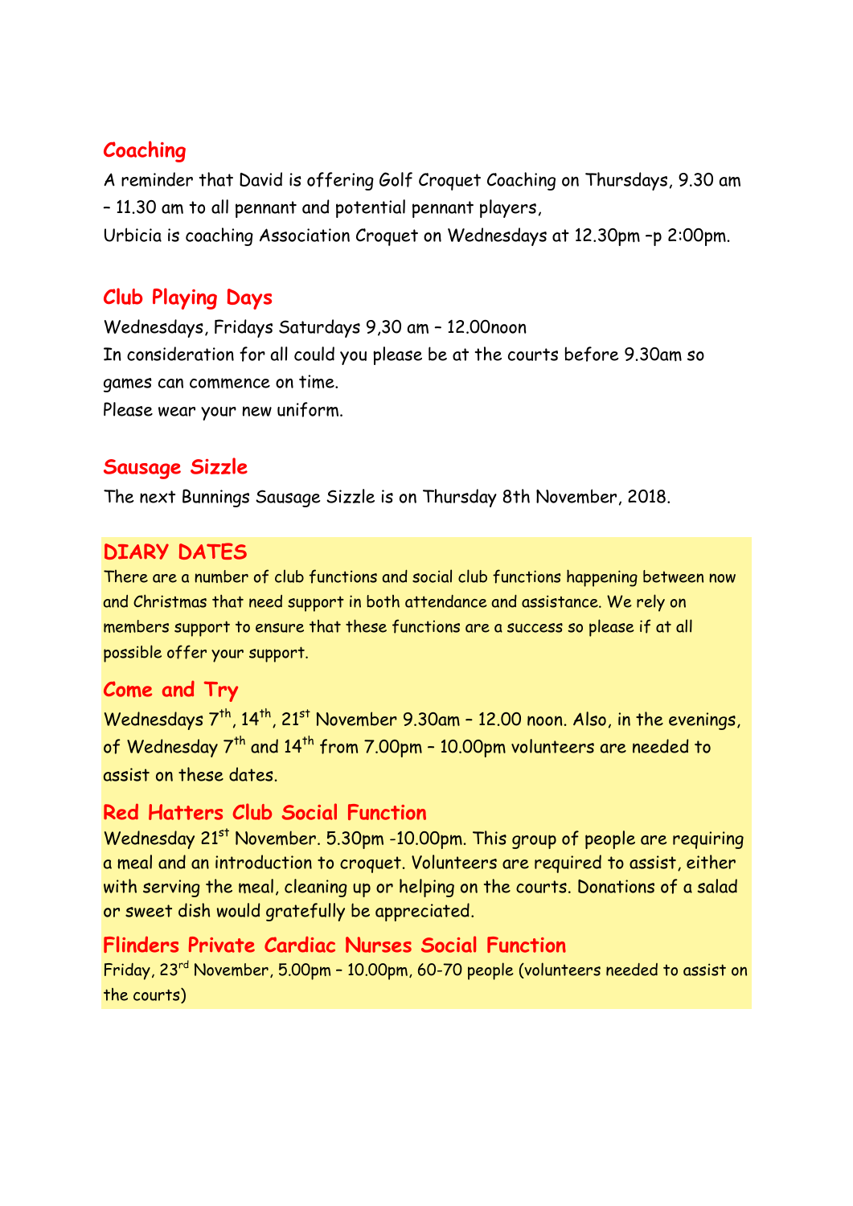## Coaching

A reminder that David is offering Golf Croquet Coaching on Thursdays, 9.30 am – 11.30 am to all pennant and potential pennant players,

Urbicia is coaching Association Croquet on Wednesdays at 12.30pm –p 2:00pm.

## Club Playing Days

Wednesdays, Fridays Saturdays 9,30 am – 12.00noon

In consideration for all could you please be at the courts before 9.30am so games can commence on time.

Please wear your new uniform.

## Sausage Sizzle

The next Bunnings Sausage Sizzle is on Thursday 8th November, 2018.

## DIARY DATES

There are a number of club functions and social club functions happening between now and Christmas that need support in both attendance and assistance. We rely on members support to ensure that these functions are a success so please if at all possible offer your support.

### Come and Try

Wednesdays 7th, 14th, 21st November 9.30am – 12.00 noon. Also, in the evenings, of Wednesday 7th and 14th from 7.00pm – 10.00pm volunteers are needed to assist on these dates.

### Red Hatters Club Social Function

Wednesday 21st November. 5.30pm -10.00pm. This group of people are requiring a meal and an introduction to croquet. Volunteers are required to assist, either with serving the meal, cleaning up or helping on the courts. Donations of a salad or sweet dish would gratefully be appreciated.

### Flinders Private Cardiac Nurses Social Function

Friday, 23rd November, 5.00pm – 10.00pm, 60-70 people (volunteers needed to assist on the courts)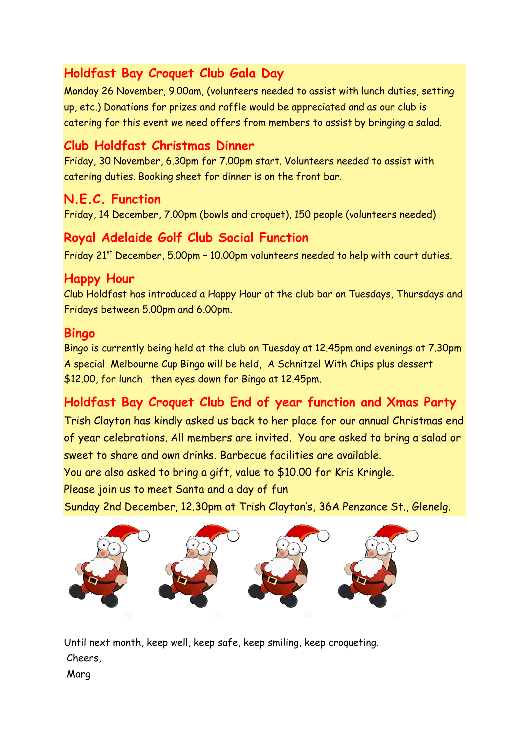## Holdfast Bay Croquet Club Gala Day

Monday 26 November, 9.00am, (volunteers needed to assist with lunch duties, setting up, etc.) Donations for prizes and raffle would be appreciated and as our club is catering for this event we need offers from members to assist by bringing a salad.

## Club Holdfast Christmas Dinner

Friday, 30 November, 6.30pm for 7.00pm start. Volunteers needed to assist with catering duties. Booking sheet for dinner is on the front bar.

## N.E.C. Function

Friday, 14 December, 7.00pm (bowls and croquet), 150 people (volunteers needed)

## Royal Adelaide Golf Club Social Function

Friday 21st December, 5.00pm – 10.00pm volunteers needed to help with court duties.

## Happy Hour

Club Holdfast has introduced a Happy Hour at the club bar on Tuesdays, Thursdays and Fridays between 5.00pm and 6.00pm.

## Bingo

Bingo is currently being held at the club on Tuesday at 12.45pm and evenings at 7.30pm
A special Melbourne Cup Bingo will be held, A Schnitzel With Chips plus dessert $12.00, for lunch then eyes down for Bingo at 12.45pm.

## Holdfast Bay Croquet Club End of year function and Xmas Party

Trish Clayton has kindly asked us back to her place for our annual Christmas end of year celebrations. All members are invited. You are asked to bring a salad or sweet to share and own drinks. Barbecue facilities are available.
You are also asked to bring a gift, value to $10.00 for Kris Kringle.
Please join us to meet Santa and a day of fun
Sunday 2nd December, 12.30pm at Trish Clayton's, 36A Penzance St., Glenelg.

Until next month, keep well, keep safe, keep smiling, keep croqueting.
Cheers,
Marg